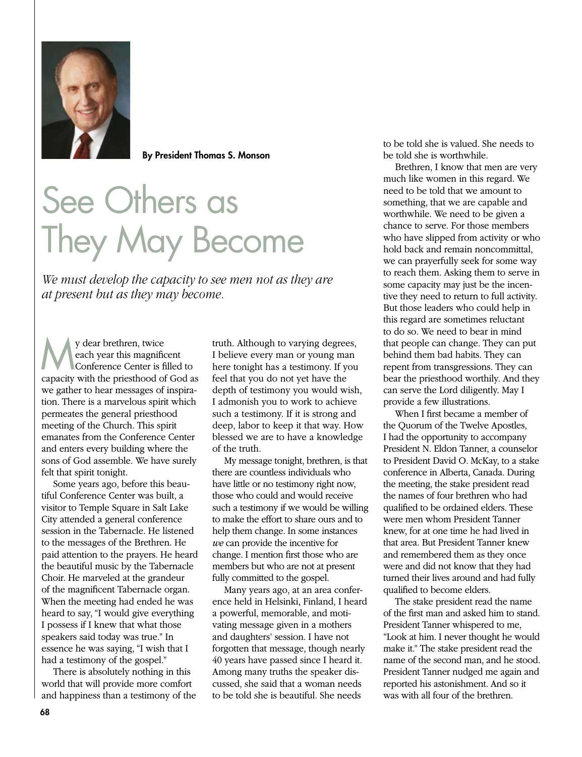By President Thomas S. Monson

# See Others as They May Become

*We must develop the capacity to see men not as they are at present but as they may become.*

My dear brethren, twice each year this magnificent Conference Center is filled to capacity with the priesthood of God as we gather to hear messages of inspiration. There is a marvelous spirit which permeates the general priesthood meeting of the Church. This spirit emanates from the Conference Center and enters every building where the sons of God assemble. We have surely felt that spirit tonight.

Some years ago, before this beautiful Conference Center was built, a visitor to Temple Square in Salt Lake City attended a general conference session in the Tabernacle. He listened to the messages of the Brethren. He paid attention to the prayers. He heard the beautiful music by the Tabernacle Choir. He marveled at the grandeur of the magnificent Tabernacle organ. When the meeting had ended he was heard to say, "I would give everything I possess if I knew that what those speakers said today was true." In essence he was saying, "I wish that I had a testimony of the gospel."

There is absolutely nothing in this world that will provide more comfort and happiness than a testimony of the truth. Although to varying degrees, I believe every man or young man here tonight has a testimony. If you feel that you do not yet have the depth of testimony you would wish, I admonish you to work to achieve such a testimony. If it is strong and deep, labor to keep it that way. How blessed we are to have a knowledge of the truth.

My message tonight, brethren, is that there are countless individuals who have little or no testimony right now, those who could and would receive such a testimony if we would be willing to make the effort to share ours and to help them change. In some instances *we* can provide the incentive for change. I mention first those who are members but who are not at present fully committed to the gospel.

Many years ago, at an area conference held in Helsinki, Finland, I heard a powerful, memorable, and motivating message given in a mothers and daughters' session. I have not forgotten that message, though nearly 40 years have passed since I heard it. Among many truths the speaker discussed, she said that a woman needs to be told she is beautiful. She needs to be told she is valued. She needs to be told she is worthwhile.

Brethren, I know that men are very much like women in this regard. We need to be told that we amount to something, that we are capable and worthwhile. We need to be given a chance to serve. For those members who have slipped from activity or who hold back and remain noncommittal, we can prayerfully seek for some way to reach them. Asking them to serve in some capacity may just be the incentive they need to return to full activity. But those leaders who could help in this regard are sometimes reluctant to do so. We need to bear in mind that people can change. They can put behind them bad habits. They can repent from transgressions. They can bear the priesthood worthily. And they can serve the Lord diligently. May I provide a few illustrations.

When I first became a member of the Quorum of the Twelve Apostles, I had the opportunity to accompany President N. Eldon Tanner, a counselor to President David O. McKay, to a stake conference in Alberta, Canada. During the meeting, the stake president read the names of four brethren who had qualified to be ordained elders. These were men whom President Tanner knew, for at one time he had lived in that area. But President Tanner knew and remembered them as they once were and did not know that they had turned their lives around and had fully qualified to become elders.

The stake president read the name of the first man and asked him to stand. President Tanner whispered to me, "Look at him. I never thought he would make it." The stake president read the name of the second man, and he stood. President Tanner nudged me again and reported his astonishment. And so it was with all four of the brethren.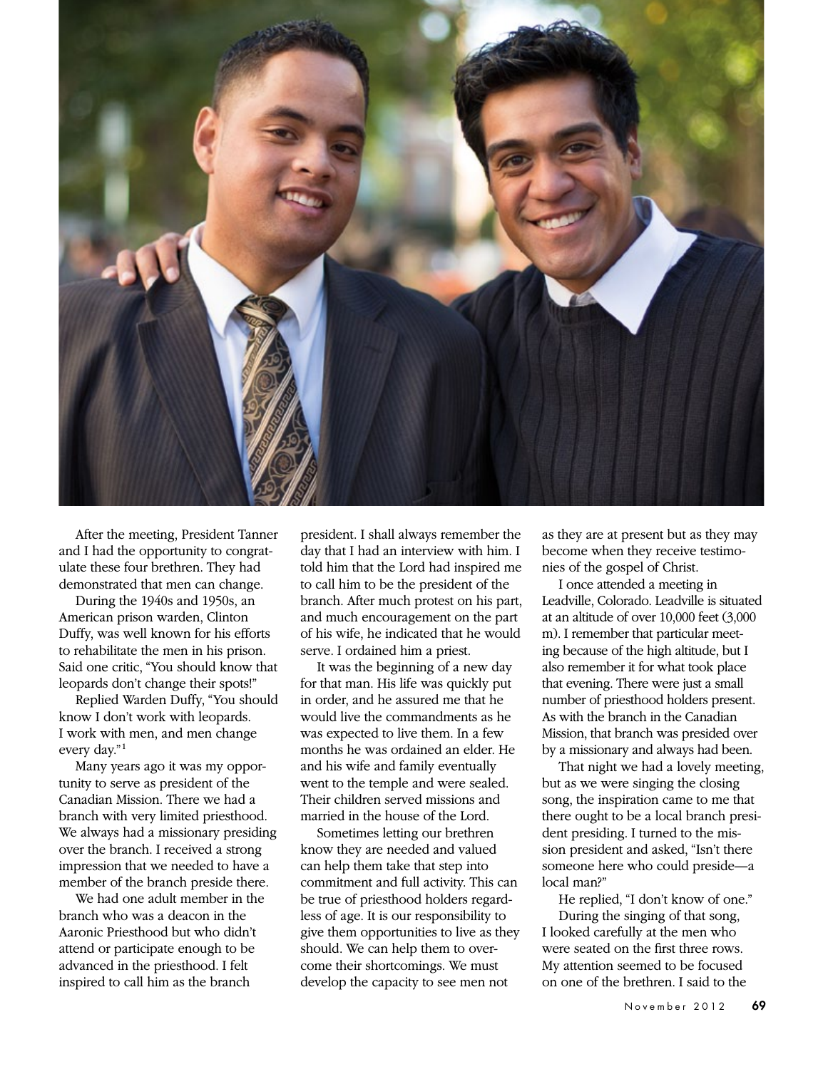After the meeting, President Tanner and I had the opportunity to congratulate these four brethren. They had demonstrated that men can change.

During the 1940s and 1950s, an American prison warden, Clinton Duffy, was well known for his efforts to rehabilitate the men in his prison. Said one critic, "You should know that leopards don't change their spots!"

Replied Warden Duffy, "You should know I don't work with leopards. I work with men, and men change every day."[1]

Many years ago it was my opportunity to serve as president of the Canadian Mission. There we had a branch with very limited priesthood. We always had a missionary presiding over the branch. I received a strong impression that we needed to have a member of the branch preside there.

We had one adult member in the branch who was a deacon in the Aaronic Priesthood but who didn't attend or participate enough to be advanced in the priesthood. I felt inspired to call him as the branch president. I shall always remember the day that I had an interview with him. I told him that the Lord had inspired me to call him to be the president of the branch. After much protest on his part, and much encouragement on the part of his wife, he indicated that he would serve. I ordained him a priest.

It was the beginning of a new day for that man. His life was quickly put in order, and he assured me that he would live the commandments as he was expected to live them. In a few months he was ordained an elder. He and his wife and family eventually went to the temple and were sealed. Their children served missions and married in the house of the Lord.

Sometimes letting our brethren know they are needed and valued can help them take that step into commitment and full activity. This can be true of priesthood holders regardless of age. It is our responsibility to give them opportunities to live as they should. We can help them to overcome their shortcomings. We must develop the capacity to see men not as they are at present but as they may become when they receive testimonies of the gospel of Christ.

I once attended a meeting in Leadville, Colorado. Leadville is situated at an altitude of over 10,000 feet (3,000 m). I remember that particular meeting because of the high altitude, but I also remember it for what took place that evening. There were just a small number of priesthood holders present. As with the branch in the Canadian Mission, that branch was presided over by a missionary and always had been.

That night we had a lovely meeting, but as we were singing the closing song, the inspiration came to me that there ought to be a local branch president presiding. I turned to the mission president and asked, "Isn't there someone here who could preside—a local man?"

He replied, "I don't know of one."

During the singing of that song, I looked carefully at the men who were seated on the first three rows. My attention seemed to be focused on one of the brethren. I said to the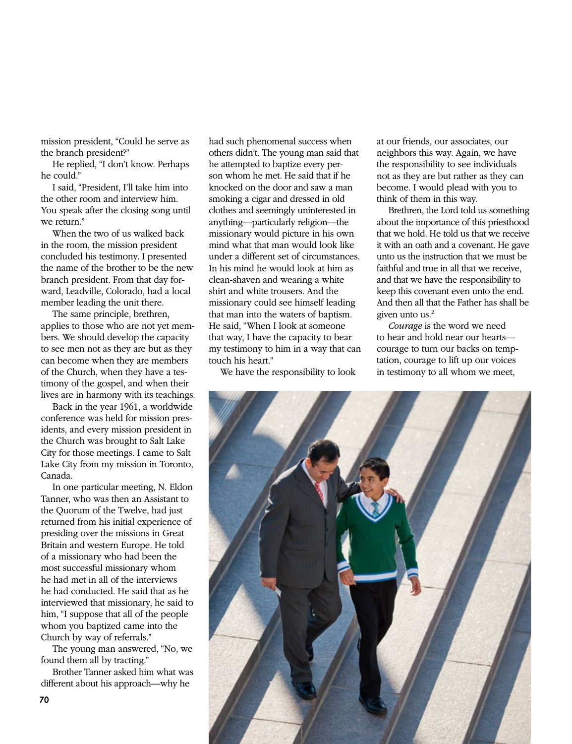mission president, "Could he serve as the branch president?"

He replied, "I don't know. Perhaps he could."

I said, "President, I'll take him into the other room and interview him. You speak after the closing song until we return."

When the two of us walked back in the room, the mission president concluded his testimony. I presented the name of the brother to be the new branch president. From that day forward, Leadville, Colorado, had a local member leading the unit there.

The same principle, brethren, applies to those who are not yet members. We should develop the capacity to see men not as they are but as they can become when they are members of the Church, when they have a testimony of the gospel, and when their lives are in harmony with its teachings.

Back in the year 1961, a worldwide conference was held for mission presidents, and every mission president in the Church was brought to Salt Lake City for those meetings. I came to Salt Lake City from my mission in Toronto, Canada.

In one particular meeting, N. Eldon Tanner, who was then an Assistant to the Quorum of the Twelve, had just returned from his initial experience of presiding over the missions in Great Britain and western Europe. He told of a missionary who had been the most successful missionary whom he had met in all of the interviews he had conducted. He said that as he interviewed that missionary, he said to him, "I suppose that all of the people whom you baptized came into the Church by way of referrals."

The young man answered, "No, we found them all by tracting."

Brother Tanner asked him what was different about his approach—why he had such phenomenal success when others didn't. The young man said that he attempted to baptize every person whom he met. He said that if he knocked on the door and saw a man smoking a cigar and dressed in old clothes and seemingly uninterested in anything—particularly religion—the missionary would picture in his own mind what that man would look like under a different set of circumstances. In his mind he would look at him as clean-shaven and wearing a white shirt and white trousers. And the missionary could see himself leading that man into the waters of baptism. He said, "When I look at someone that way, I have the capacity to bear my testimony to him in a way that can touch his heart."

We have the responsibility to look at our friends, our associates, our neighbors this way. Again, we have the responsibility to see individuals not as they are but rather as they can become. I would plead with you to think of them in this way.

Brethren, the Lord told us something about the importance of this priesthood that we hold. He told us that we receive it with an oath and a covenant. He gave unto us the instruction that we must be faithful and true in all that we receive, and that we have the responsibility to keep this covenant even unto the end. And then all that the Father has shall be given unto us.[2]

*Courage* is the word we need to hear and hold near our hearts—courage to turn our backs on temptation, courage to lift up our voices in testimony to all whom we meet,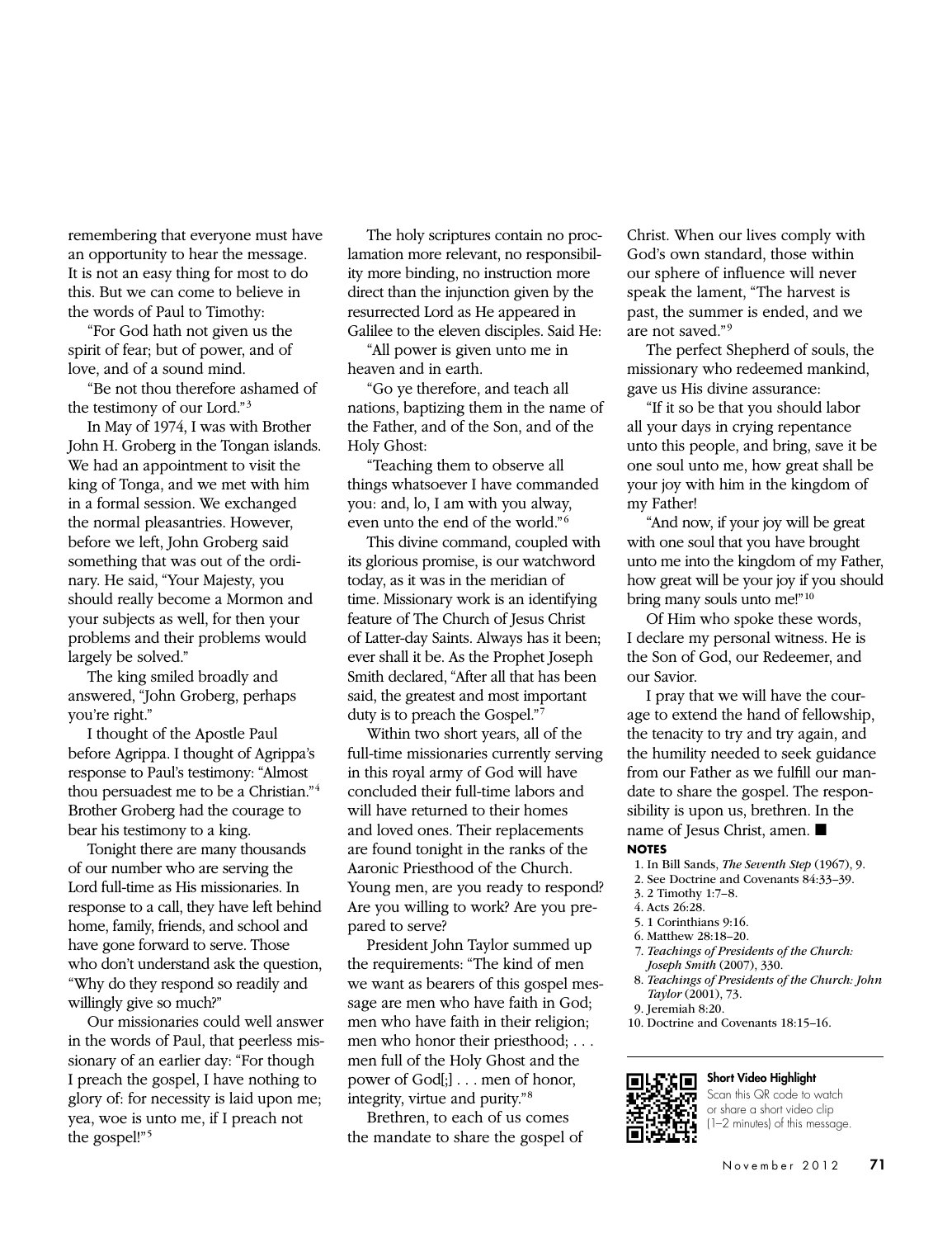remembering that everyone must have an opportunity to hear the message. It is not an easy thing for most to do this. But we can come to believe in the words of Paul to Timothy:

"For God hath not given us the spirit of fear; but of power, and of love, and of a sound mind.

"Be not thou therefore ashamed of the testimony of our Lord."[3]

In May of 1974, I was with Brother John H. Groberg in the Tongan islands. We had an appointment to visit the king of Tonga, and we met with him in a formal session. We exchanged the normal pleasantries. However, before we left, John Groberg said something that was out of the ordinary. He said, "Your Majesty, you should really become a Mormon and your subjects as well, for then your problems and their problems would largely be solved."

The king smiled broadly and answered, "John Groberg, perhaps you're right."

I thought of the Apostle Paul before Agrippa. I thought of Agrippa's response to Paul's testimony: "Almost thou persuadest me to be a Christian."[4] Brother Groberg had the courage to bear his testimony to a king.

Tonight there are many thousands of our number who are serving the Lord full-time as His missionaries. In response to a call, they have left behind home, family, friends, and school and have gone forward to serve. Those who don't understand ask the question, "Why do they respond so readily and willingly give so much?"

Our missionaries could well answer in the words of Paul, that peerless missionary of an earlier day: "For though I preach the gospel, I have nothing to glory of: for necessity is laid upon me; yea, woe is unto me, if I preach not the gospel!"[5]

The holy scriptures contain no proclamation more relevant, no responsibility more binding, no instruction more direct than the injunction given by the resurrected Lord as He appeared in Galilee to the eleven disciples. Said He:

"All power is given unto me in heaven and in earth.

"Go ye therefore, and teach all nations, baptizing them in the name of the Father, and of the Son, and of the Holy Ghost:

"Teaching them to observe all things whatsoever I have commanded you: and, lo, I am with you alway, even unto the end of the world."[6]

This divine command, coupled with its glorious promise, is our watchword today, as it was in the meridian of time. Missionary work is an identifying feature of The Church of Jesus Christ of Latter-day Saints. Always has it been; ever shall it be. As the Prophet Joseph Smith declared, "After all that has been said, the greatest and most important duty is to preach the Gospel."[7]

Within two short years, all of the full-time missionaries currently serving in this royal army of God will have concluded their full-time labors and will have returned to their homes and loved ones. Their replacements are found tonight in the ranks of the Aaronic Priesthood of the Church. Young men, are you ready to respond? Are you willing to work? Are you prepared to serve?

President John Taylor summed up the requirements: "The kind of men we want as bearers of this gospel message are men who have faith in God; men who have faith in their religion; men who honor their priesthood; . . . men full of the Holy Ghost and the power of God[;] . . . men of honor, integrity, virtue and purity."[8]

Brethren, to each of us comes the mandate to share the gospel of Christ. When our lives comply with God's own standard, those within our sphere of influence will never speak the lament, "The harvest is past, the summer is ended, and we are not saved."[9]

The perfect Shepherd of souls, the missionary who redeemed mankind, gave us His divine assurance:

"If it so be that you should labor all your days in crying repentance unto this people, and bring, save it be one soul unto me, how great shall be your joy with him in the kingdom of my Father!

"And now, if your joy will be great with one soul that you have brought unto me into the kingdom of my Father, how great will be your joy if you should bring many souls unto me!"[10]

Of Him who spoke these words, I declare my personal witness. He is the Son of God, our Redeemer, and our Savior.

I pray that we will have the courage to extend the hand of fellowship, the tenacity to try and try again, and the humility needed to seek guidance from our Father as we fulfill our mandate to share the gospel. The responsibility is upon us, brethren. In the name of Jesus Christ, amen. ■

**NOTES**

1. In Bill Sands, *The Seventh Step* (1967), 9.
2. See Doctrine and Covenants 84:33–39.
3. 2 Timothy 1:7–8.
4. Acts 26:28.
5. 1 Corinthians 9:16.
6. Matthew 28:18–20.
7. *Teachings of Presidents of the Church: Joseph Smith* (2007), 330.
8. *Teachings of Presidents of the Church: John Taylor* (2001), 73.
9. Jeremiah 8:20.
10. Doctrine and Covenants 18:15–16.

**Short Video Highlight**
Scan this QR code to watch or share a short video clip (1–2 minutes) of this message.